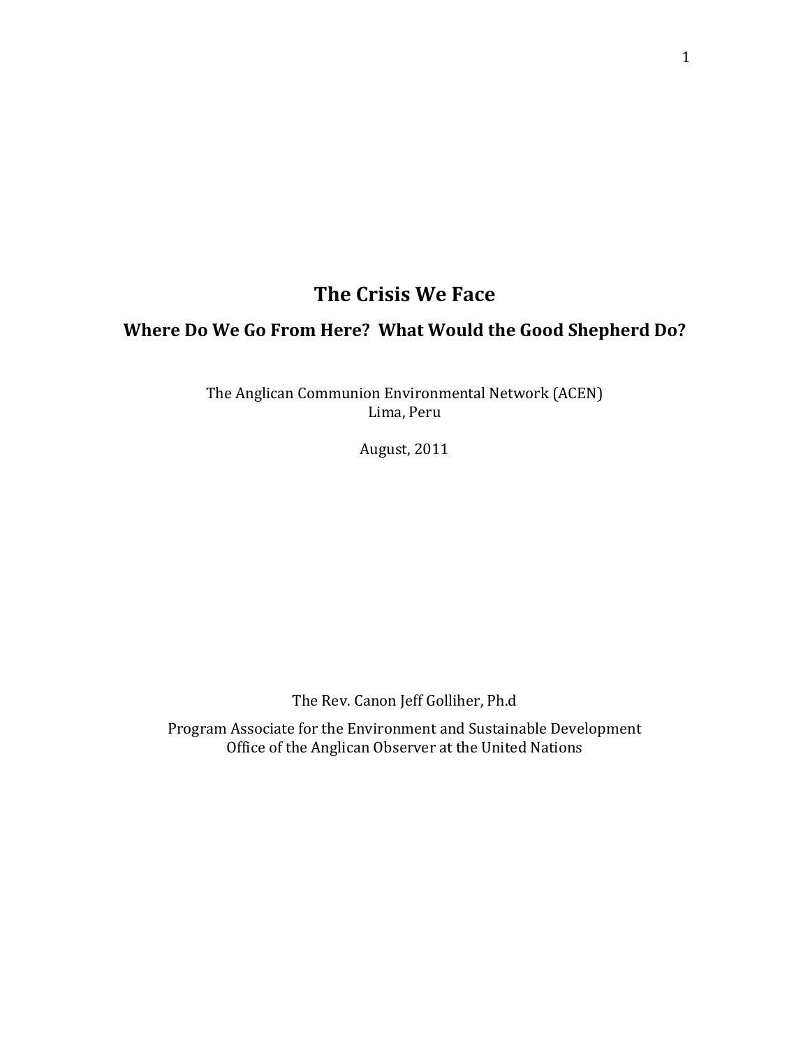# The Crisis We Face

## Where Do We Go From Here? What Would the Good Shepherd Do?

The Anglican Communion Environmental Network (ACEN)
Lima, Peru

August, 2011

The Rev. Canon Jeff Golliher, Ph.d

Program Associate for the Environment and Sustainable Development
Office of the Anglican Observer at the United Nations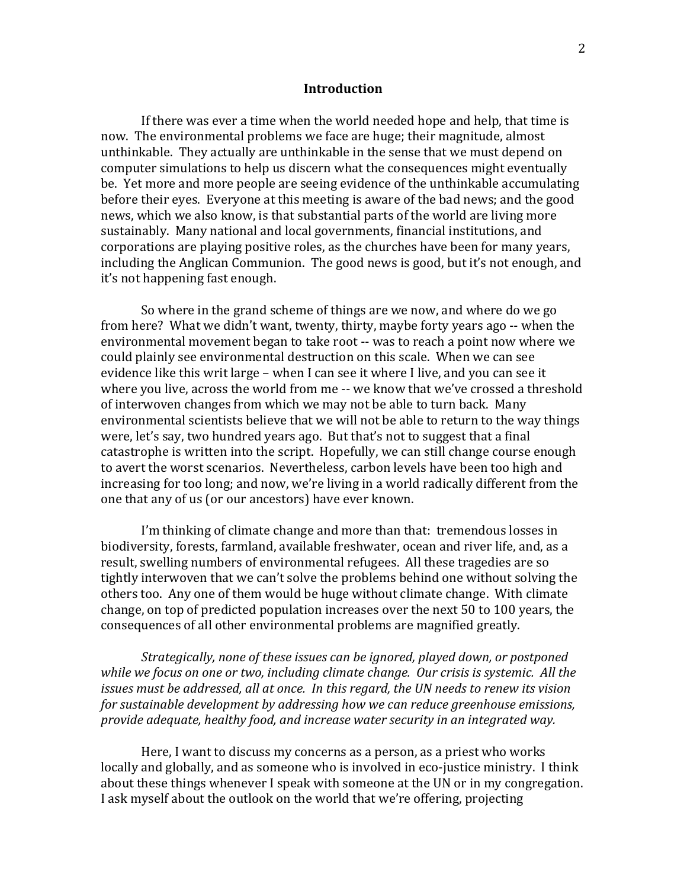## Introduction

If there was ever a time when the world needed hope and help, that time is now. The environmental problems we face are huge; their magnitude, almost unthinkable. They actually are unthinkable in the sense that we must depend on computer simulations to help us discern what the consequences might eventually be. Yet more and more people are seeing evidence of the unthinkable accumulating before their eyes. Everyone at this meeting is aware of the bad news; and the good news, which we also know, is that substantial parts of the world are living more sustainably. Many national and local governments, financial institutions, and corporations are playing positive roles, as the churches have been for many years, including the Anglican Communion. The good news is good, but it's not enough, and it's not happening fast enough.

So where in the grand scheme of things are we now, and where do we go from here? What we didn't want, twenty, thirty, maybe forty years ago -- when the environmental movement began to take root -- was to reach a point now where we could plainly see environmental destruction on this scale. When we can see evidence like this writ large – when I can see it where I live, and you can see it where you live, across the world from me -- we know that we've crossed a threshold of interwoven changes from which we may not be able to turn back. Many environmental scientists believe that we will not be able to return to the way things were, let's say, two hundred years ago. But that's not to suggest that a final catastrophe is written into the script. Hopefully, we can still change course enough to avert the worst scenarios. Nevertheless, carbon levels have been too high and increasing for too long; and now, we're living in a world radically different from the one that any of us (or our ancestors) have ever known.

I'm thinking of climate change and more than that: tremendous losses in biodiversity, forests, farmland, available freshwater, ocean and river life, and, as a result, swelling numbers of environmental refugees. All these tragedies are so tightly interwoven that we can't solve the problems behind one without solving the others too. Any one of them would be huge without climate change. With climate change, on top of predicted population increases over the next 50 to 100 years, the consequences of all other environmental problems are magnified greatly.

*Strategically, none of these issues can be ignored, played down, or postponed while we focus on one or two, including climate change. Our crisis is systemic. All the issues must be addressed, all at once. In this regard, the UN needs to renew its vision for sustainable development by addressing how we can reduce greenhouse emissions, provide adequate, healthy food, and increase water security in an integrated way.*

Here, I want to discuss my concerns as a person, as a priest who works locally and globally, and as someone who is involved in eco-justice ministry. I think about these things whenever I speak with someone at the UN or in my congregation. I ask myself about the outlook on the world that we're offering, projecting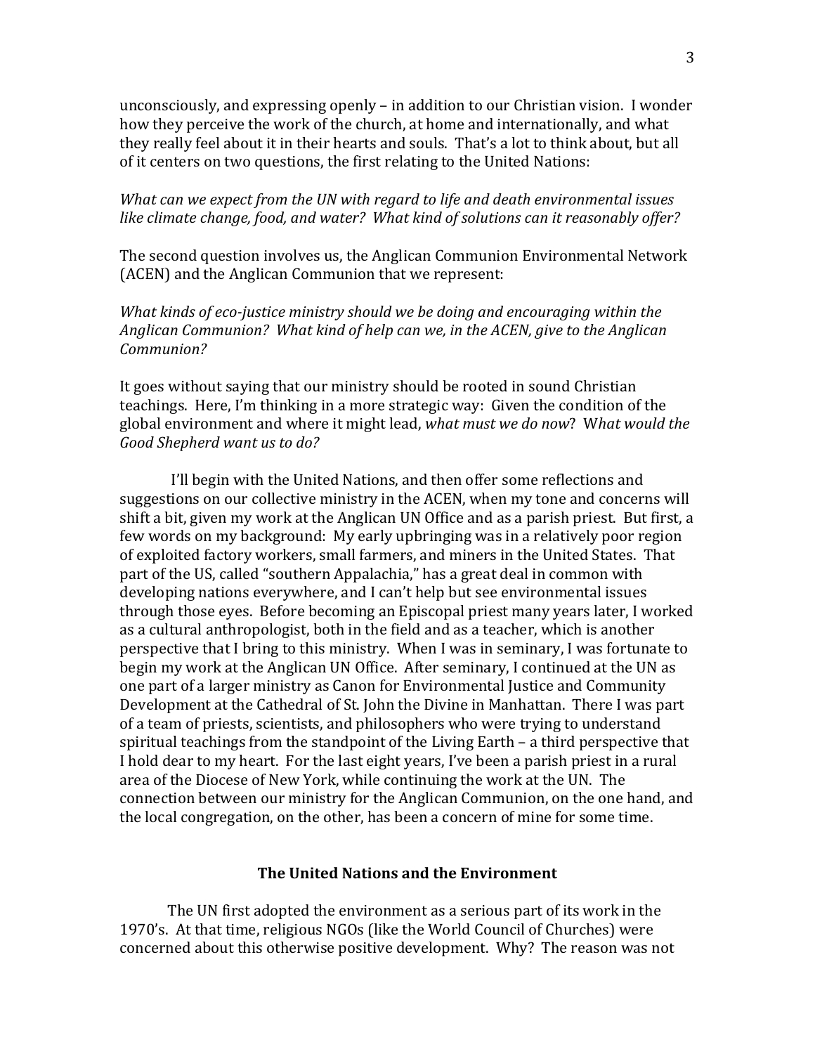unconsciously, and expressing openly – in addition to our Christian vision. I wonder how they perceive the work of the church, at home and internationally, and what they really feel about it in their hearts and souls. That's a lot to think about, but all of it centers on two questions, the first relating to the United Nations:

*What can we expect from the UN with regard to life and death environmental issues like climate change, food, and water? What kind of solutions can it reasonably offer?*

The second question involves us, the Anglican Communion Environmental Network (ACEN) and the Anglican Communion that we represent:

*What kinds of eco-justice ministry should we be doing and encouraging within the Anglican Communion? What kind of help can we, in the ACEN, give to the Anglican Communion?*

It goes without saying that our ministry should be rooted in sound Christian teachings. Here, I'm thinking in a more strategic way: Given the condition of the global environment and where it might lead, *what must we do now*? W*hat would the Good Shepherd want us to do?*

I'll begin with the United Nations, and then offer some reflections and suggestions on our collective ministry in the ACEN, when my tone and concerns will shift a bit, given my work at the Anglican UN Office and as a parish priest. But first, a few words on my background: My early upbringing was in a relatively poor region of exploited factory workers, small farmers, and miners in the United States. That part of the US, called "southern Appalachia," has a great deal in common with developing nations everywhere, and I can't help but see environmental issues through those eyes. Before becoming an Episcopal priest many years later, I worked as a cultural anthropologist, both in the field and as a teacher, which is another perspective that I bring to this ministry. When I was in seminary, I was fortunate to begin my work at the Anglican UN Office. After seminary, I continued at the UN as one part of a larger ministry as Canon for Environmental Justice and Community Development at the Cathedral of St. John the Divine in Manhattan. There I was part of a team of priests, scientists, and philosophers who were trying to understand spiritual teachings from the standpoint of the Living Earth – a third perspective that I hold dear to my heart. For the last eight years, I've been a parish priest in a rural area of the Diocese of New York, while continuing the work at the UN. The connection between our ministry for the Anglican Communion, on the one hand, and the local congregation, on the other, has been a concern of mine for some time.

## The United Nations and the Environment

The UN first adopted the environment as a serious part of its work in the 1970's. At that time, religious NGOs (like the World Council of Churches) were concerned about this otherwise positive development. Why? The reason was not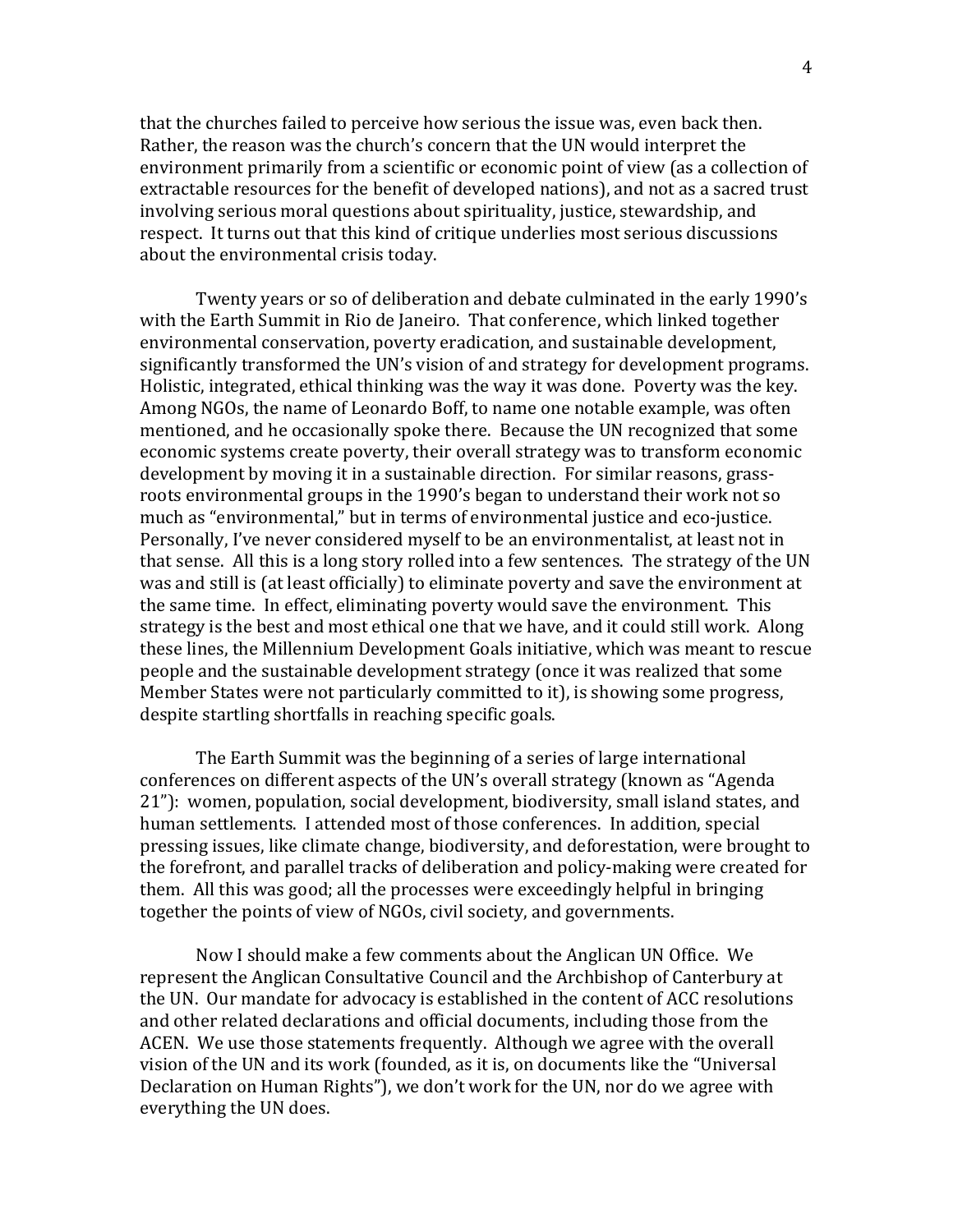that the churches failed to perceive how serious the issue was, even back then. Rather, the reason was the church's concern that the UN would interpret the environment primarily from a scientific or economic point of view (as a collection of extractable resources for the benefit of developed nations), and not as a sacred trust involving serious moral questions about spirituality, justice, stewardship, and respect. It turns out that this kind of critique underlies most serious discussions about the environmental crisis today.

Twenty years or so of deliberation and debate culminated in the early 1990's with the Earth Summit in Rio de Janeiro. That conference, which linked together environmental conservation, poverty eradication, and sustainable development, significantly transformed the UN's vision of and strategy for development programs. Holistic, integrated, ethical thinking was the way it was done. Poverty was the key. Among NGOs, the name of Leonardo Boff, to name one notable example, was often mentioned, and he occasionally spoke there. Because the UN recognized that some economic systems create poverty, their overall strategy was to transform economic development by moving it in a sustainable direction. For similar reasons, grass-roots environmental groups in the 1990's began to understand their work not so much as "environmental," but in terms of environmental justice and eco-justice. Personally, I've never considered myself to be an environmentalist, at least not in that sense. All this is a long story rolled into a few sentences. The strategy of the UN was and still is (at least officially) to eliminate poverty and save the environment at the same time. In effect, eliminating poverty would save the environment. This strategy is the best and most ethical one that we have, and it could still work. Along these lines, the Millennium Development Goals initiative, which was meant to rescue people and the sustainable development strategy (once it was realized that some Member States were not particularly committed to it), is showing some progress, despite startling shortfalls in reaching specific goals.

The Earth Summit was the beginning of a series of large international conferences on different aspects of the UN's overall strategy (known as "Agenda 21"): women, population, social development, biodiversity, small island states, and human settlements. I attended most of those conferences. In addition, special pressing issues, like climate change, biodiversity, and deforestation, were brought to the forefront, and parallel tracks of deliberation and policy-making were created for them. All this was good; all the processes were exceedingly helpful in bringing together the points of view of NGOs, civil society, and governments.

Now I should make a few comments about the Anglican UN Office. We represent the Anglican Consultative Council and the Archbishop of Canterbury at the UN. Our mandate for advocacy is established in the content of ACC resolutions and other related declarations and official documents, including those from the ACEN. We use those statements frequently. Although we agree with the overall vision of the UN and its work (founded, as it is, on documents like the "Universal Declaration on Human Rights"), we don't work for the UN, nor do we agree with everything the UN does.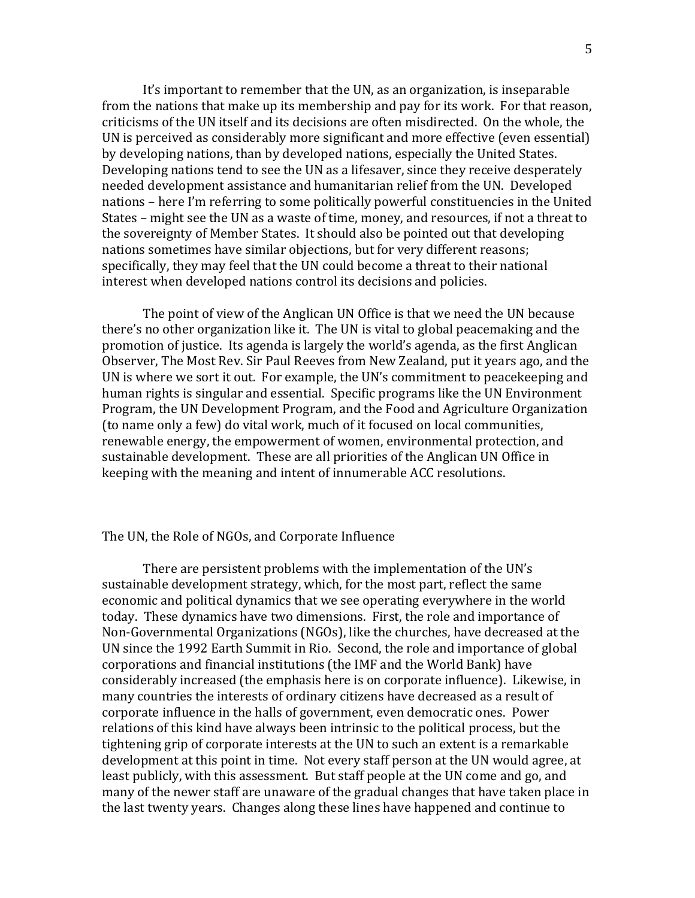It's important to remember that the UN, as an organization, is inseparable from the nations that make up its membership and pay for its work. For that reason, criticisms of the UN itself and its decisions are often misdirected. On the whole, the UN is perceived as considerably more significant and more effective (even essential) by developing nations, than by developed nations, especially the United States. Developing nations tend to see the UN as a lifesaver, since they receive desperately needed development assistance and humanitarian relief from the UN. Developed nations – here I'm referring to some politically powerful constituencies in the United States – might see the UN as a waste of time, money, and resources, if not a threat to the sovereignty of Member States. It should also be pointed out that developing nations sometimes have similar objections, but for very different reasons; specifically, they may feel that the UN could become a threat to their national interest when developed nations control its decisions and policies.

The point of view of the Anglican UN Office is that we need the UN because there's no other organization like it. The UN is vital to global peacemaking and the promotion of justice. Its agenda is largely the world's agenda, as the first Anglican Observer, The Most Rev. Sir Paul Reeves from New Zealand, put it years ago, and the UN is where we sort it out. For example, the UN's commitment to peacekeeping and human rights is singular and essential. Specific programs like the UN Environment Program, the UN Development Program, and the Food and Agriculture Organization (to name only a few) do vital work, much of it focused on local communities, renewable energy, the empowerment of women, environmental protection, and sustainable development. These are all priorities of the Anglican UN Office in keeping with the meaning and intent of innumerable ACC resolutions.

## The UN, the Role of NGOs, and Corporate Influence

There are persistent problems with the implementation of the UN's sustainable development strategy, which, for the most part, reflect the same economic and political dynamics that we see operating everywhere in the world today. These dynamics have two dimensions. First, the role and importance of Non-Governmental Organizations (NGOs), like the churches, have decreased at the UN since the 1992 Earth Summit in Rio. Second, the role and importance of global corporations and financial institutions (the IMF and the World Bank) have considerably increased (the emphasis here is on corporate influence). Likewise, in many countries the interests of ordinary citizens have decreased as a result of corporate influence in the halls of government, even democratic ones. Power relations of this kind have always been intrinsic to the political process, but the tightening grip of corporate interests at the UN to such an extent is a remarkable development at this point in time. Not every staff person at the UN would agree, at least publicly, with this assessment. But staff people at the UN come and go, and many of the newer staff are unaware of the gradual changes that have taken place in the last twenty years. Changes along these lines have happened and continue to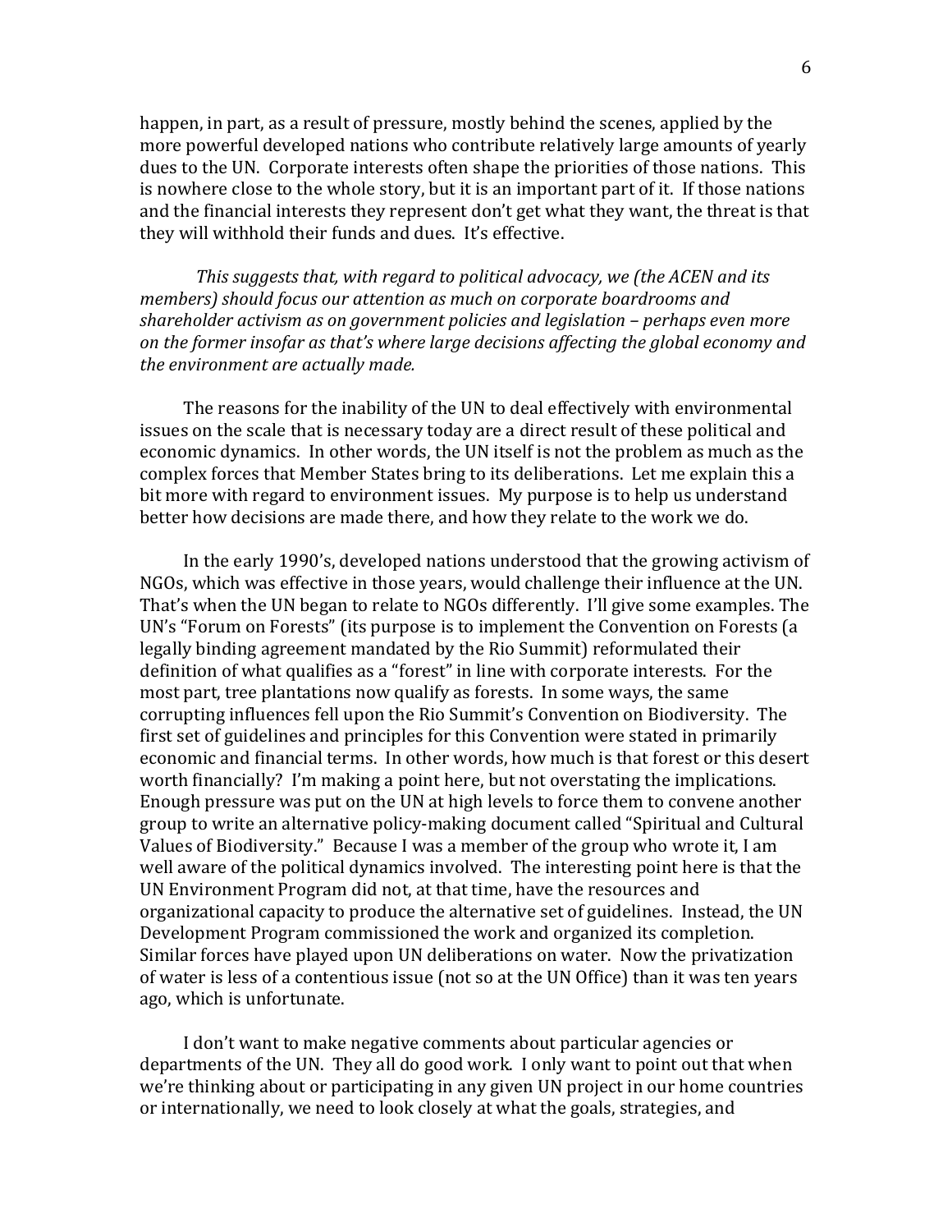happen, in part, as a result of pressure, mostly behind the scenes, applied by the more powerful developed nations who contribute relatively large amounts of yearly dues to the UN. Corporate interests often shape the priorities of those nations. This is nowhere close to the whole story, but it is an important part of it. If those nations and the financial interests they represent don't get what they want, the threat is that they will withhold their funds and dues. It's effective.

*This suggests that, with regard to political advocacy, we (the ACEN and its members) should focus our attention as much on corporate boardrooms and shareholder activism as on government policies and legislation – perhaps even more on the former insofar as that's where large decisions affecting the global economy and the environment are actually made.*

The reasons for the inability of the UN to deal effectively with environmental issues on the scale that is necessary today are a direct result of these political and economic dynamics. In other words, the UN itself is not the problem as much as the complex forces that Member States bring to its deliberations. Let me explain this a bit more with regard to environment issues. My purpose is to help us understand better how decisions are made there, and how they relate to the work we do.

In the early 1990's, developed nations understood that the growing activism of NGOs, which was effective in those years, would challenge their influence at the UN. That's when the UN began to relate to NGOs differently. I'll give some examples. The UN's "Forum on Forests" (its purpose is to implement the Convention on Forests (a legally binding agreement mandated by the Rio Summit) reformulated their definition of what qualifies as a "forest" in line with corporate interests. For the most part, tree plantations now qualify as forests. In some ways, the same corrupting influences fell upon the Rio Summit's Convention on Biodiversity. The first set of guidelines and principles for this Convention were stated in primarily economic and financial terms. In other words, how much is that forest or this desert worth financially? I'm making a point here, but not overstating the implications. Enough pressure was put on the UN at high levels to force them to convene another group to write an alternative policy-making document called "Spiritual and Cultural Values of Biodiversity." Because I was a member of the group who wrote it, I am well aware of the political dynamics involved. The interesting point here is that the UN Environment Program did not, at that time, have the resources and organizational capacity to produce the alternative set of guidelines. Instead, the UN Development Program commissioned the work and organized its completion. Similar forces have played upon UN deliberations on water. Now the privatization of water is less of a contentious issue (not so at the UN Office) than it was ten years ago, which is unfortunate.

I don't want to make negative comments about particular agencies or departments of the UN. They all do good work. I only want to point out that when we're thinking about or participating in any given UN project in our home countries or internationally, we need to look closely at what the goals, strategies, and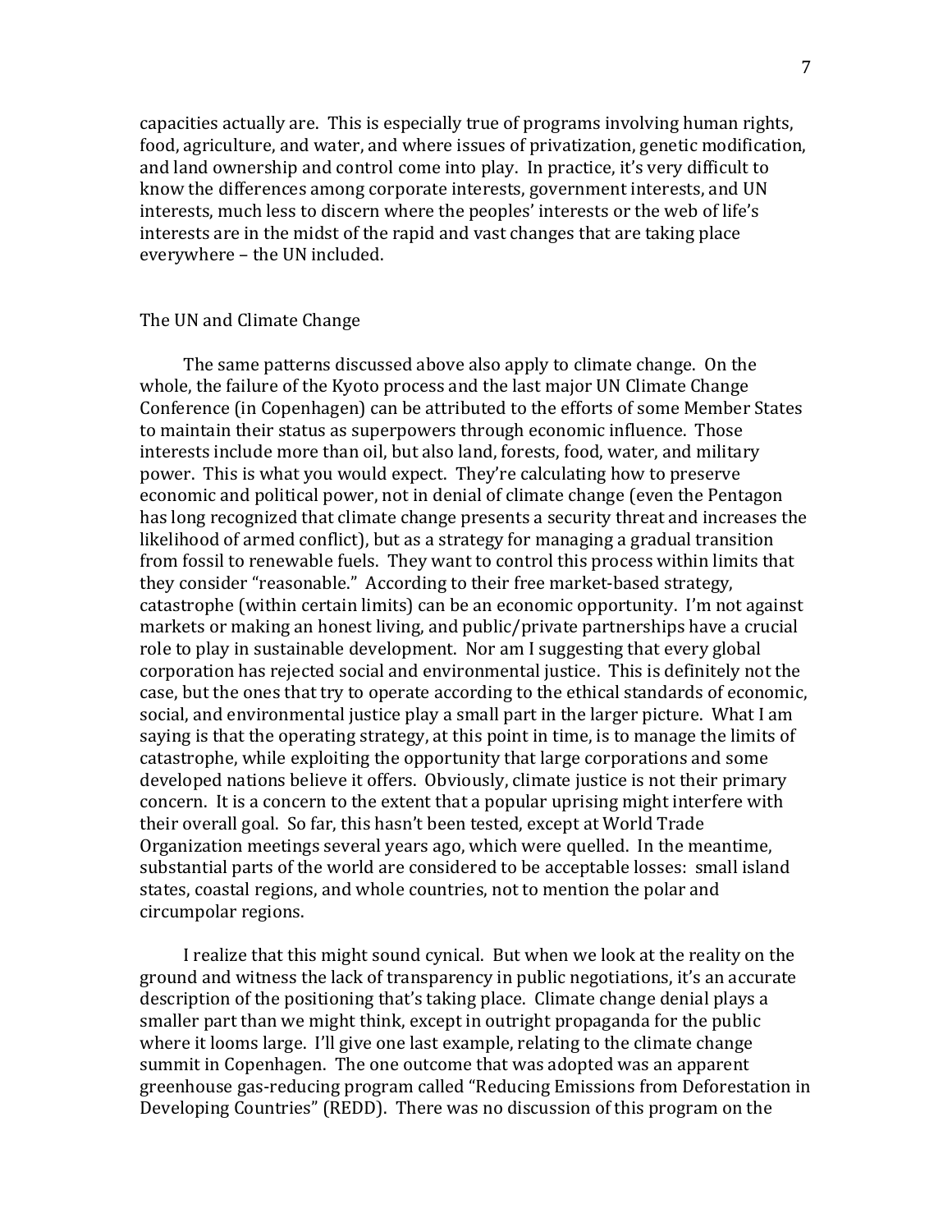capacities actually are. This is especially true of programs involving human rights, food, agriculture, and water, and where issues of privatization, genetic modification, and land ownership and control come into play. In practice, it's very difficult to know the differences among corporate interests, government interests, and UN interests, much less to discern where the peoples' interests or the web of life's interests are in the midst of the rapid and vast changes that are taking place everywhere – the UN included.

## The UN and Climate Change

The same patterns discussed above also apply to climate change. On the whole, the failure of the Kyoto process and the last major UN Climate Change Conference (in Copenhagen) can be attributed to the efforts of some Member States to maintain their status as superpowers through economic influence. Those interests include more than oil, but also land, forests, food, water, and military power. This is what you would expect. They're calculating how to preserve economic and political power, not in denial of climate change (even the Pentagon has long recognized that climate change presents a security threat and increases the likelihood of armed conflict), but as a strategy for managing a gradual transition from fossil to renewable fuels. They want to control this process within limits that they consider "reasonable." According to their free market-based strategy, catastrophe (within certain limits) can be an economic opportunity. I'm not against markets or making an honest living, and public/private partnerships have a crucial role to play in sustainable development. Nor am I suggesting that every global corporation has rejected social and environmental justice. This is definitely not the case, but the ones that try to operate according to the ethical standards of economic, social, and environmental justice play a small part in the larger picture. What I am saying is that the operating strategy, at this point in time, is to manage the limits of catastrophe, while exploiting the opportunity that large corporations and some developed nations believe it offers. Obviously, climate justice is not their primary concern. It is a concern to the extent that a popular uprising might interfere with their overall goal. So far, this hasn't been tested, except at World Trade Organization meetings several years ago, which were quelled. In the meantime, substantial parts of the world are considered to be acceptable losses: small island states, coastal regions, and whole countries, not to mention the polar and circumpolar regions.

I realize that this might sound cynical. But when we look at the reality on the ground and witness the lack of transparency in public negotiations, it's an accurate description of the positioning that's taking place. Climate change denial plays a smaller part than we might think, except in outright propaganda for the public where it looms large. I'll give one last example, relating to the climate change summit in Copenhagen. The one outcome that was adopted was an apparent greenhouse gas-reducing program called "Reducing Emissions from Deforestation in Developing Countries" (REDD). There was no discussion of this program on the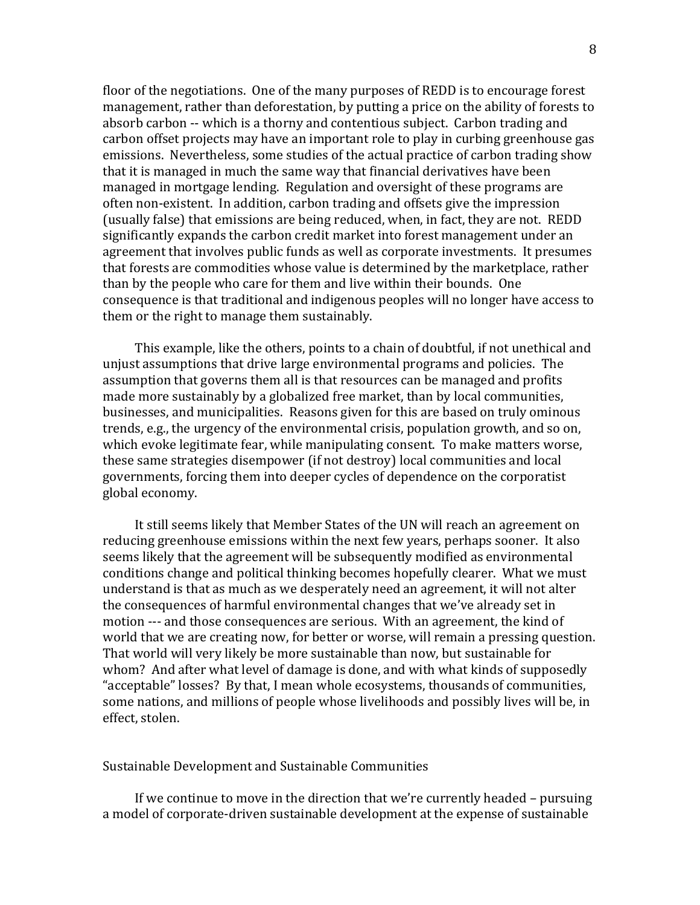floor of the negotiations. One of the many purposes of REDD is to encourage forest management, rather than deforestation, by putting a price on the ability of forests to absorb carbon -- which is a thorny and contentious subject. Carbon trading and carbon offset projects may have an important role to play in curbing greenhouse gas emissions. Nevertheless, some studies of the actual practice of carbon trading show that it is managed in much the same way that financial derivatives have been managed in mortgage lending. Regulation and oversight of these programs are often non-existent. In addition, carbon trading and offsets give the impression (usually false) that emissions are being reduced, when, in fact, they are not. REDD significantly expands the carbon credit market into forest management under an agreement that involves public funds as well as corporate investments. It presumes that forests are commodities whose value is determined by the marketplace, rather than by the people who care for them and live within their bounds. One consequence is that traditional and indigenous peoples will no longer have access to them or the right to manage them sustainably.

This example, like the others, points to a chain of doubtful, if not unethical and unjust assumptions that drive large environmental programs and policies. The assumption that governs them all is that resources can be managed and profits made more sustainably by a globalized free market, than by local communities, businesses, and municipalities. Reasons given for this are based on truly ominous trends, e.g., the urgency of the environmental crisis, population growth, and so on, which evoke legitimate fear, while manipulating consent. To make matters worse, these same strategies disempower (if not destroy) local communities and local governments, forcing them into deeper cycles of dependence on the corporatist global economy.

It still seems likely that Member States of the UN will reach an agreement on reducing greenhouse emissions within the next few years, perhaps sooner. It also seems likely that the agreement will be subsequently modified as environmental conditions change and political thinking becomes hopefully clearer. What we must understand is that as much as we desperately need an agreement, it will not alter the consequences of harmful environmental changes that we've already set in motion --- and those consequences are serious. With an agreement, the kind of world that we are creating now, for better or worse, will remain a pressing question. That world will very likely be more sustainable than now, but sustainable for whom? And after what level of damage is done, and with what kinds of supposedly "acceptable" losses? By that, I mean whole ecosystems, thousands of communities, some nations, and millions of people whose livelihoods and possibly lives will be, in effect, stolen.

## Sustainable Development and Sustainable Communities

If we continue to move in the direction that we're currently headed – pursuing a model of corporate-driven sustainable development at the expense of sustainable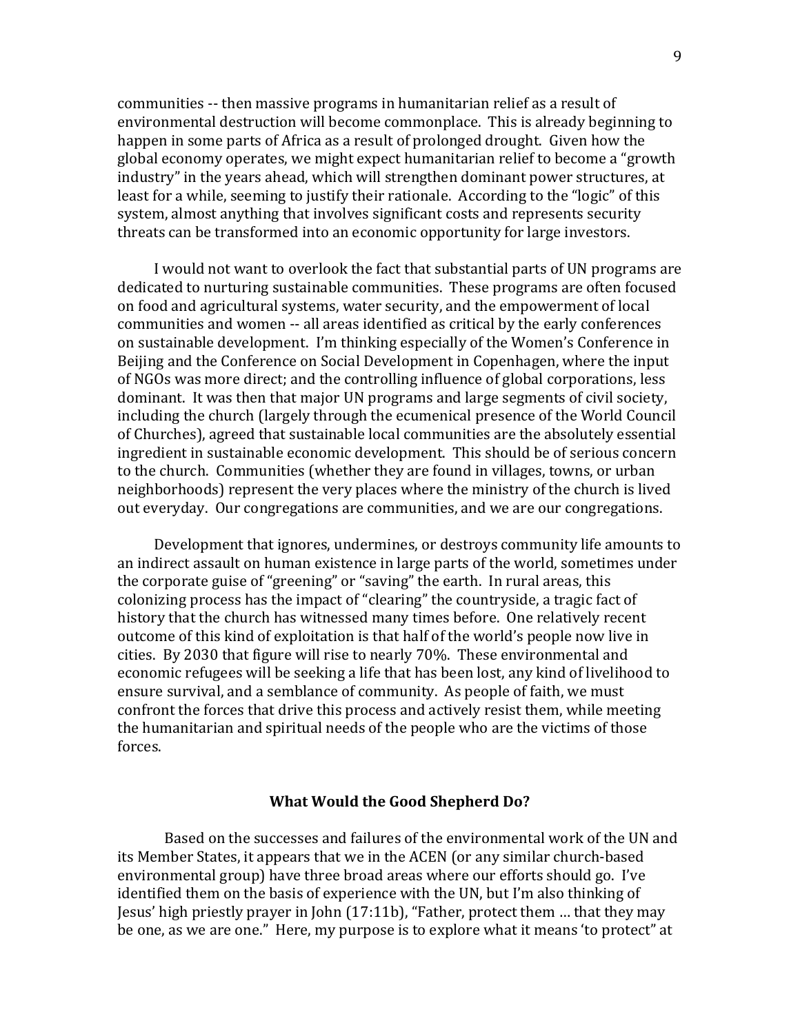communities -- then massive programs in humanitarian relief as a result of environmental destruction will become commonplace. This is already beginning to happen in some parts of Africa as a result of prolonged drought. Given how the global economy operates, we might expect humanitarian relief to become a "growth industry" in the years ahead, which will strengthen dominant power structures, at least for a while, seeming to justify their rationale. According to the "logic" of this system, almost anything that involves significant costs and represents security threats can be transformed into an economic opportunity for large investors.

I would not want to overlook the fact that substantial parts of UN programs are dedicated to nurturing sustainable communities. These programs are often focused on food and agricultural systems, water security, and the empowerment of local communities and women -- all areas identified as critical by the early conferences on sustainable development. I'm thinking especially of the Women's Conference in Beijing and the Conference on Social Development in Copenhagen, where the input of NGOs was more direct; and the controlling influence of global corporations, less dominant. It was then that major UN programs and large segments of civil society, including the church (largely through the ecumenical presence of the World Council of Churches), agreed that sustainable local communities are the absolutely essential ingredient in sustainable economic development. This should be of serious concern to the church. Communities (whether they are found in villages, towns, or urban neighborhoods) represent the very places where the ministry of the church is lived out everyday. Our congregations are communities, and we are our congregations.

Development that ignores, undermines, or destroys community life amounts to an indirect assault on human existence in large parts of the world, sometimes under the corporate guise of "greening" or "saving" the earth. In rural areas, this colonizing process has the impact of "clearing" the countryside, a tragic fact of history that the church has witnessed many times before. One relatively recent outcome of this kind of exploitation is that half of the world's people now live in cities. By 2030 that figure will rise to nearly 70%. These environmental and economic refugees will be seeking a life that has been lost, any kind of livelihood to ensure survival, and a semblance of community. As people of faith, we must confront the forces that drive this process and actively resist them, while meeting the humanitarian and spiritual needs of the people who are the victims of those forces.

## What Would the Good Shepherd Do?

Based on the successes and failures of the environmental work of the UN and its Member States, it appears that we in the ACEN (or any similar church-based environmental group) have three broad areas where our efforts should go. I've identified them on the basis of experience with the UN, but I'm also thinking of Jesus' high priestly prayer in John (17:11b), "Father, protect them … that they may be one, as we are one." Here, my purpose is to explore what it means 'to protect" at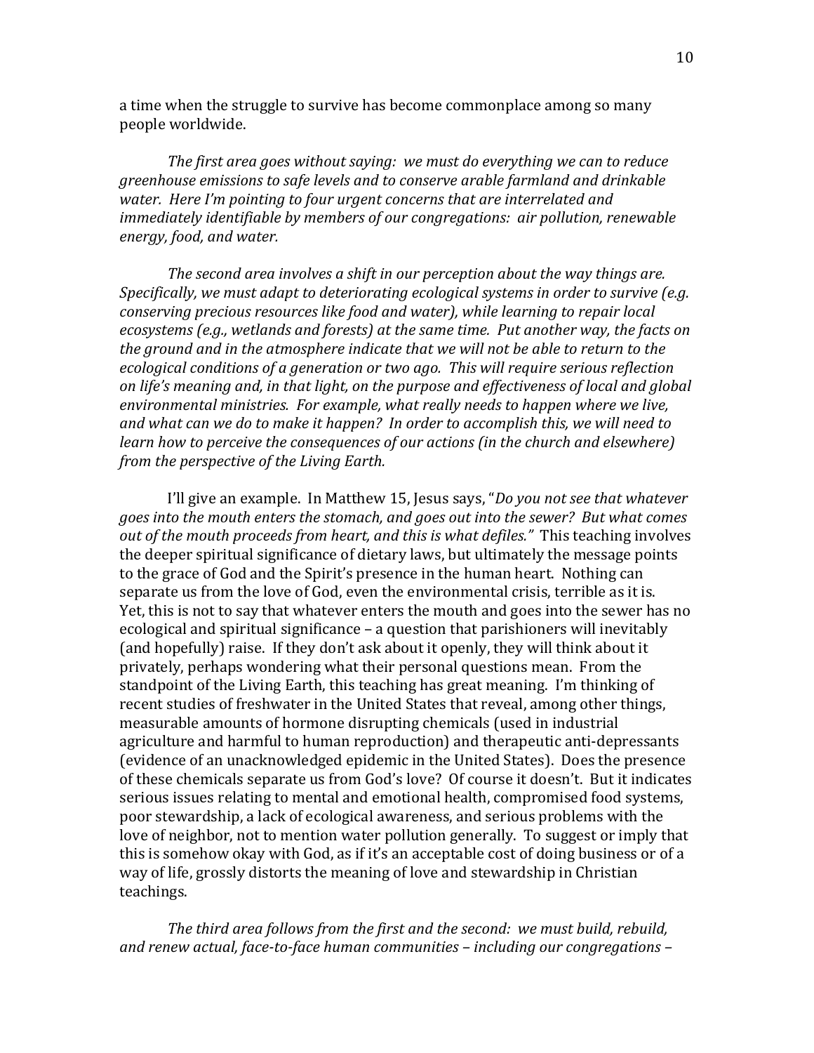a time when the struggle to survive has become commonplace among so many people worldwide.

*The first area goes without saying: we must do everything we can to reduce greenhouse emissions to safe levels and to conserve arable farmland and drinkable water. Here I'm pointing to four urgent concerns that are interrelated and immediately identifiable by members of our congregations: air pollution, renewable energy, food, and water.*

*The second area involves a shift in our perception about the way things are. Specifically, we must adapt to deteriorating ecological systems in order to survive (e.g. conserving precious resources like food and water), while learning to repair local ecosystems (e.g., wetlands and forests) at the same time. Put another way, the facts on the ground and in the atmosphere indicate that we will not be able to return to the ecological conditions of a generation or two ago. This will require serious reflection on life's meaning and, in that light, on the purpose and effectiveness of local and global environmental ministries. For example, what really needs to happen where we live, and what can we do to make it happen? In order to accomplish this, we will need to learn how to perceive the consequences of our actions (in the church and elsewhere) from the perspective of the Living Earth.*

I'll give an example. In Matthew 15, Jesus says, "*Do you not see that whatever goes into the mouth enters the stomach, and goes out into the sewer? But what comes out of the mouth proceeds from heart, and this is what defiles.*" This teaching involves the deeper spiritual significance of dietary laws, but ultimately the message points to the grace of God and the Spirit's presence in the human heart. Nothing can separate us from the love of God, even the environmental crisis, terrible as it is. Yet, this is not to say that whatever enters the mouth and goes into the sewer has no ecological and spiritual significance – a question that parishioners will inevitably (and hopefully) raise. If they don't ask about it openly, they will think about it privately, perhaps wondering what their personal questions mean. From the standpoint of the Living Earth, this teaching has great meaning. I'm thinking of recent studies of freshwater in the United States that reveal, among other things, measurable amounts of hormone disrupting chemicals (used in industrial agriculture and harmful to human reproduction) and therapeutic anti-depressants (evidence of an unacknowledged epidemic in the United States). Does the presence of these chemicals separate us from God's love? Of course it doesn't. But it indicates serious issues relating to mental and emotional health, compromised food systems, poor stewardship, a lack of ecological awareness, and serious problems with the love of neighbor, not to mention water pollution generally. To suggest or imply that this is somehow okay with God, as if it's an acceptable cost of doing business or of a way of life, grossly distorts the meaning of love and stewardship in Christian teachings.

*The third area follows from the first and the second: we must build, rebuild, and renew actual, face-to-face human communities – including our congregations –*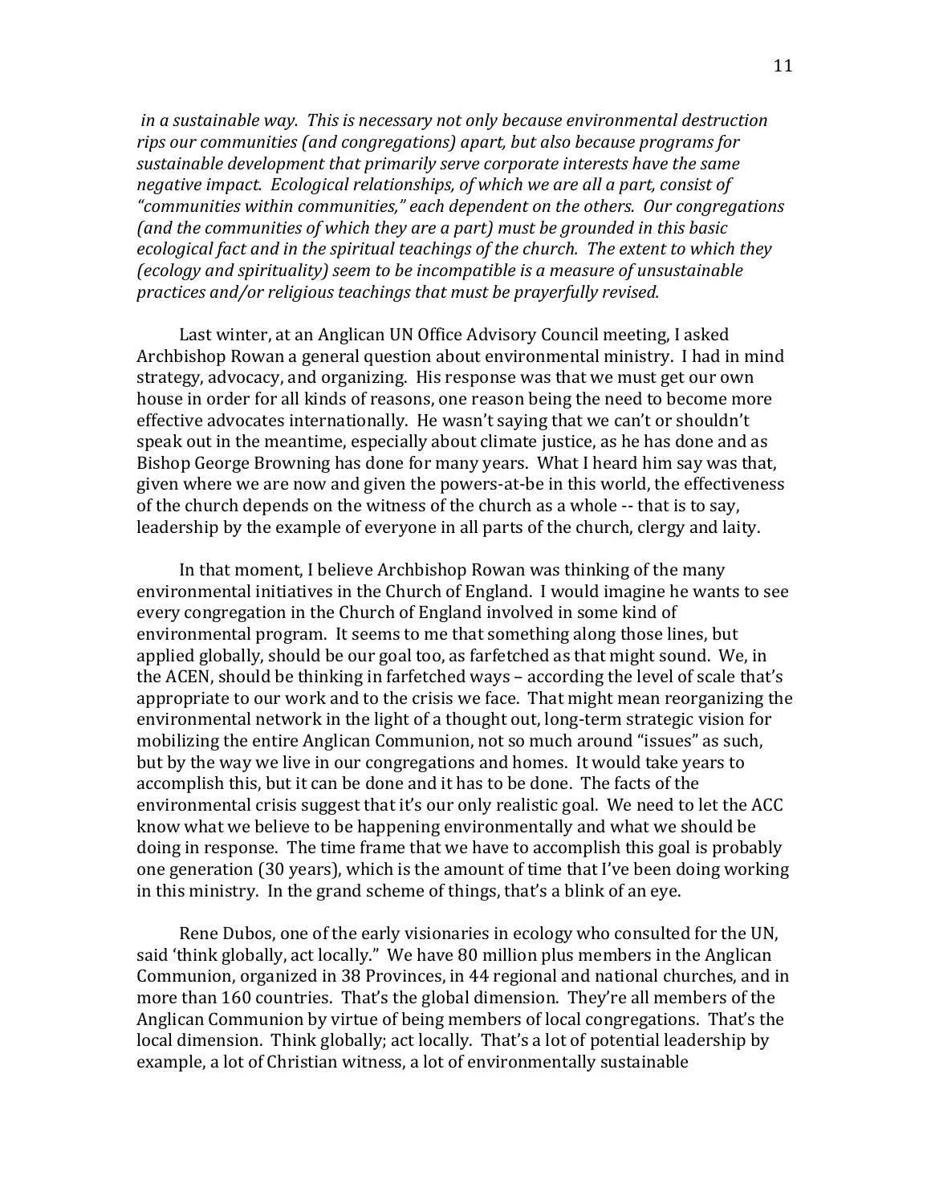*in a sustainable way. This is necessary not only because environmental destruction rips our communities (and congregations) apart, but also because programs for sustainable development that primarily serve corporate interests have the same negative impact. Ecological relationships, of which we are all a part, consist of "communities within communities," each dependent on the others. Our congregations (and the communities of which they are a part) must be grounded in this basic ecological fact and in the spiritual teachings of the church. The extent to which they (ecology and spirituality) seem to be incompatible is a measure of unsustainable practices and/or religious teachings that must be prayerfully revised.*

Last winter, at an Anglican UN Office Advisory Council meeting, I asked Archbishop Rowan a general question about environmental ministry. I had in mind strategy, advocacy, and organizing. His response was that we must get our own house in order for all kinds of reasons, one reason being the need to become more effective advocates internationally. He wasn't saying that we can't or shouldn't speak out in the meantime, especially about climate justice, as he has done and as Bishop George Browning has done for many years. What I heard him say was that, given where we are now and given the powers-at-be in this world, the effectiveness of the church depends on the witness of the church as a whole -- that is to say, leadership by the example of everyone in all parts of the church, clergy and laity.

In that moment, I believe Archbishop Rowan was thinking of the many environmental initiatives in the Church of England. I would imagine he wants to see every congregation in the Church of England involved in some kind of environmental program. It seems to me that something along those lines, but applied globally, should be our goal too, as farfetched as that might sound. We, in the ACEN, should be thinking in farfetched ways – according the level of scale that's appropriate to our work and to the crisis we face. That might mean reorganizing the environmental network in the light of a thought out, long-term strategic vision for mobilizing the entire Anglican Communion, not so much around "issues" as such, but by the way we live in our congregations and homes. It would take years to accomplish this, but it can be done and it has to be done. The facts of the environmental crisis suggest that it's our only realistic goal. We need to let the ACC know what we believe to be happening environmentally and what we should be doing in response. The time frame that we have to accomplish this goal is probably one generation (30 years), which is the amount of time that I've been doing working in this ministry. In the grand scheme of things, that's a blink of an eye.

Rene Dubos, one of the early visionaries in ecology who consulted for the UN, said 'think globally, act locally." We have 80 million plus members in the Anglican Communion, organized in 38 Provinces, in 44 regional and national churches, and in more than 160 countries. That's the global dimension. They're all members of the Anglican Communion by virtue of being members of local congregations. That's the local dimension. Think globally; act locally. That's a lot of potential leadership by example, a lot of Christian witness, a lot of environmentally sustainable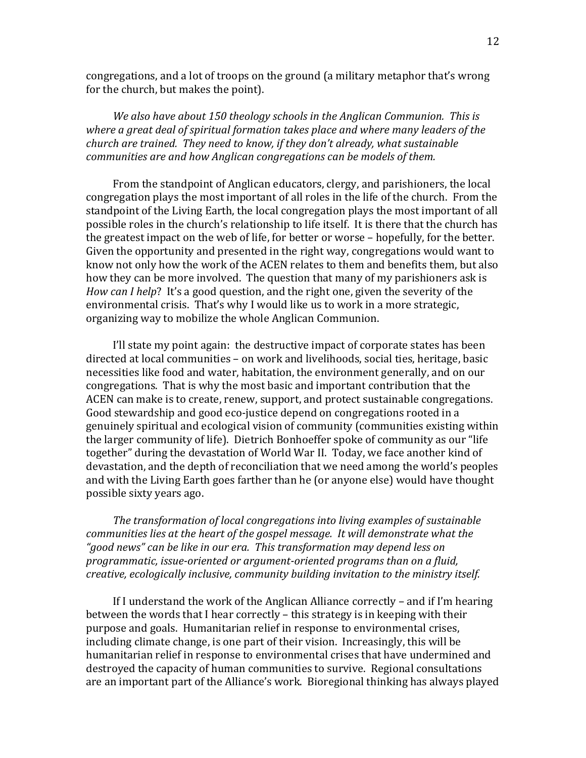congregations, and a lot of troops on the ground (a military metaphor that's wrong for the church, but makes the point).

*We also have about 150 theology schools in the Anglican Communion. This is where a great deal of spiritual formation takes place and where many leaders of the church are trained. They need to know, if they don't already, what sustainable communities are and how Anglican congregations can be models of them.*

From the standpoint of Anglican educators, clergy, and parishioners, the local congregation plays the most important of all roles in the life of the church. From the standpoint of the Living Earth, the local congregation plays the most important of all possible roles in the church's relationship to life itself. It is there that the church has the greatest impact on the web of life, for better or worse – hopefully, for the better. Given the opportunity and presented in the right way, congregations would want to know not only how the work of the ACEN relates to them and benefits them, but also how they can be more involved. The question that many of my parishioners ask is *How can I help*? It's a good question, and the right one, given the severity of the environmental crisis. That's why I would like us to work in a more strategic, organizing way to mobilize the whole Anglican Communion.

I'll state my point again: the destructive impact of corporate states has been directed at local communities – on work and livelihoods, social ties, heritage, basic necessities like food and water, habitation, the environment generally, and on our congregations. That is why the most basic and important contribution that the ACEN can make is to create, renew, support, and protect sustainable congregations. Good stewardship and good eco-justice depend on congregations rooted in a genuinely spiritual and ecological vision of community (communities existing within the larger community of life). Dietrich Bonhoeffer spoke of community as our "life together" during the devastation of World War II. Today, we face another kind of devastation, and the depth of reconciliation that we need among the world's peoples and with the Living Earth goes farther than he (or anyone else) would have thought possible sixty years ago.

*The transformation of local congregations into living examples of sustainable communities lies at the heart of the gospel message. It will demonstrate what the "good news" can be like in our era. This transformation may depend less on programmatic, issue-oriented or argument-oriented programs than on a fluid, creative, ecologically inclusive, community building invitation to the ministry itself.*

If I understand the work of the Anglican Alliance correctly – and if I'm hearing between the words that I hear correctly – this strategy is in keeping with their purpose and goals. Humanitarian relief in response to environmental crises, including climate change, is one part of their vision. Increasingly, this will be humanitarian relief in response to environmental crises that have undermined and destroyed the capacity of human communities to survive. Regional consultations are an important part of the Alliance's work. Bioregional thinking has always played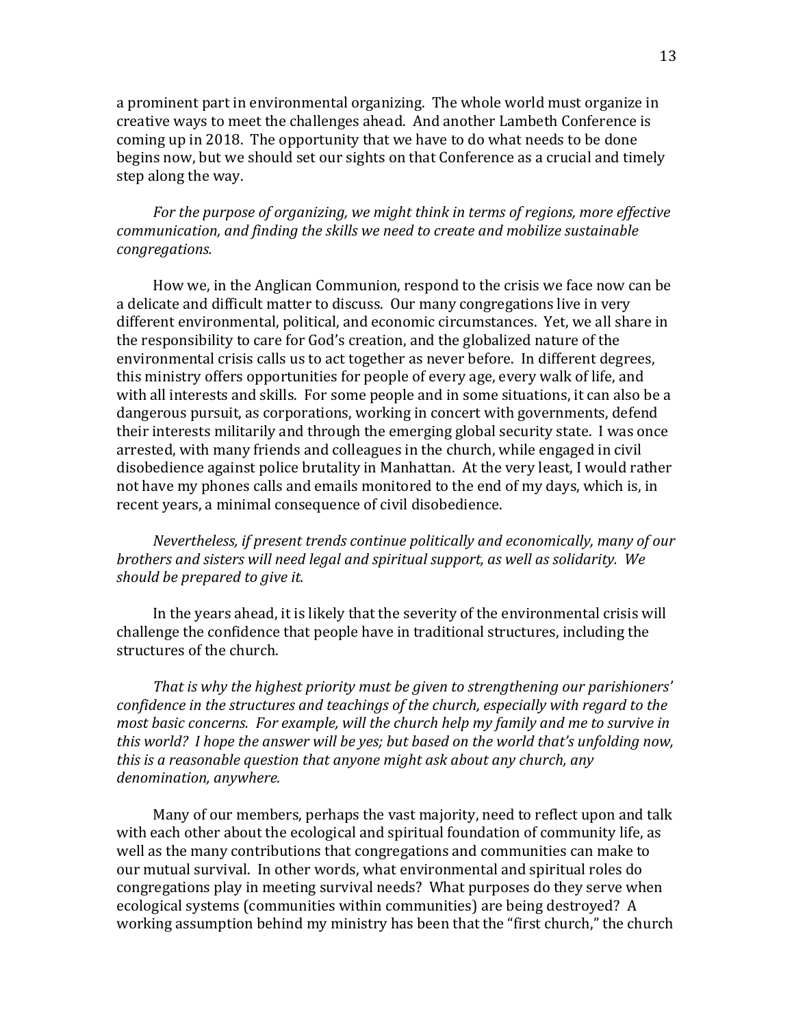a prominent part in environmental organizing. The whole world must organize in creative ways to meet the challenges ahead. And another Lambeth Conference is coming up in 2018. The opportunity that we have to do what needs to be done begins now, but we should set our sights on that Conference as a crucial and timely step along the way.

*For the purpose of organizing, we might think in terms of regions, more effective communication, and finding the skills we need to create and mobilize sustainable congregations.*

How we, in the Anglican Communion, respond to the crisis we face now can be a delicate and difficult matter to discuss. Our many congregations live in very different environmental, political, and economic circumstances. Yet, we all share in the responsibility to care for God's creation, and the globalized nature of the environmental crisis calls us to act together as never before. In different degrees, this ministry offers opportunities for people of every age, every walk of life, and with all interests and skills. For some people and in some situations, it can also be a dangerous pursuit, as corporations, working in concert with governments, defend their interests militarily and through the emerging global security state. I was once arrested, with many friends and colleagues in the church, while engaged in civil disobedience against police brutality in Manhattan. At the very least, I would rather not have my phones calls and emails monitored to the end of my days, which is, in recent years, a minimal consequence of civil disobedience.

*Nevertheless, if present trends continue politically and economically, many of our brothers and sisters will need legal and spiritual support, as well as solidarity. We should be prepared to give it.*

In the years ahead, it is likely that the severity of the environmental crisis will challenge the confidence that people have in traditional structures, including the structures of the church.

*That is why the highest priority must be given to strengthening our parishioners' confidence in the structures and teachings of the church, especially with regard to the most basic concerns. For example, will the church help my family and me to survive in this world? I hope the answer will be yes; but based on the world that's unfolding now, this is a reasonable question that anyone might ask about any church, any denomination, anywhere.*

Many of our members, perhaps the vast majority, need to reflect upon and talk with each other about the ecological and spiritual foundation of community life, as well as the many contributions that congregations and communities can make to our mutual survival. In other words, what environmental and spiritual roles do congregations play in meeting survival needs? What purposes do they serve when ecological systems (communities within communities) are being destroyed? A working assumption behind my ministry has been that the "first church," the church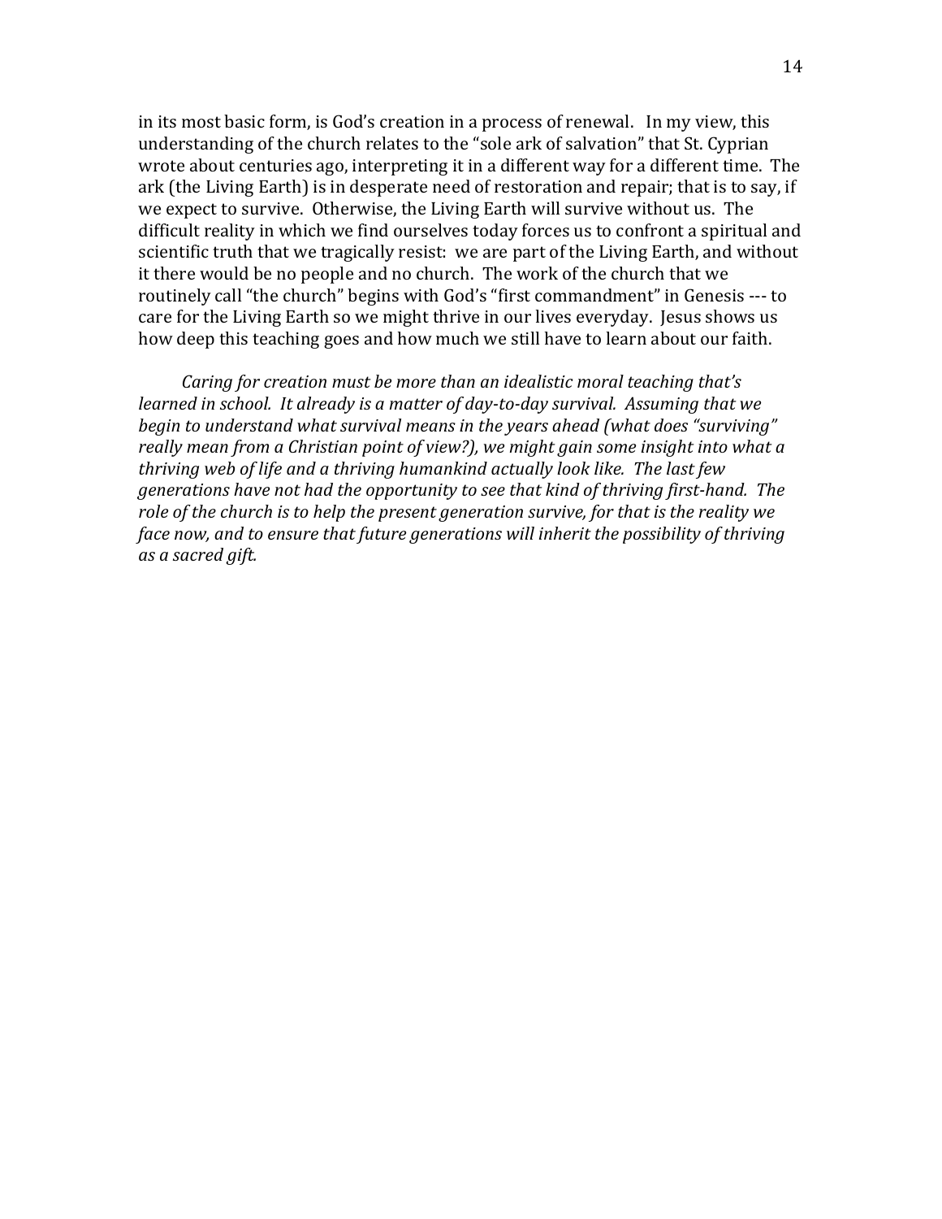in its most basic form, is God's creation in a process of renewal. In my view, this understanding of the church relates to the "sole ark of salvation" that St. Cyprian wrote about centuries ago, interpreting it in a different way for a different time. The ark (the Living Earth) is in desperate need of restoration and repair; that is to say, if we expect to survive. Otherwise, the Living Earth will survive without us. The difficult reality in which we find ourselves today forces us to confront a spiritual and scientific truth that we tragically resist: we are part of the Living Earth, and without it there would be no people and no church. The work of the church that we routinely call "the church" begins with God's "first commandment" in Genesis --- to care for the Living Earth so we might thrive in our lives everyday. Jesus shows us how deep this teaching goes and how much we still have to learn about our faith.

*Caring for creation must be more than an idealistic moral teaching that's learned in school. It already is a matter of day-to-day survival. Assuming that we begin to understand what survival means in the years ahead (what does "surviving" really mean from a Christian point of view?), we might gain some insight into what a thriving web of life and a thriving humankind actually look like. The last few generations have not had the opportunity to see that kind of thriving first-hand. The role of the church is to help the present generation survive, for that is the reality we face now, and to ensure that future generations will inherit the possibility of thriving as a sacred gift.*